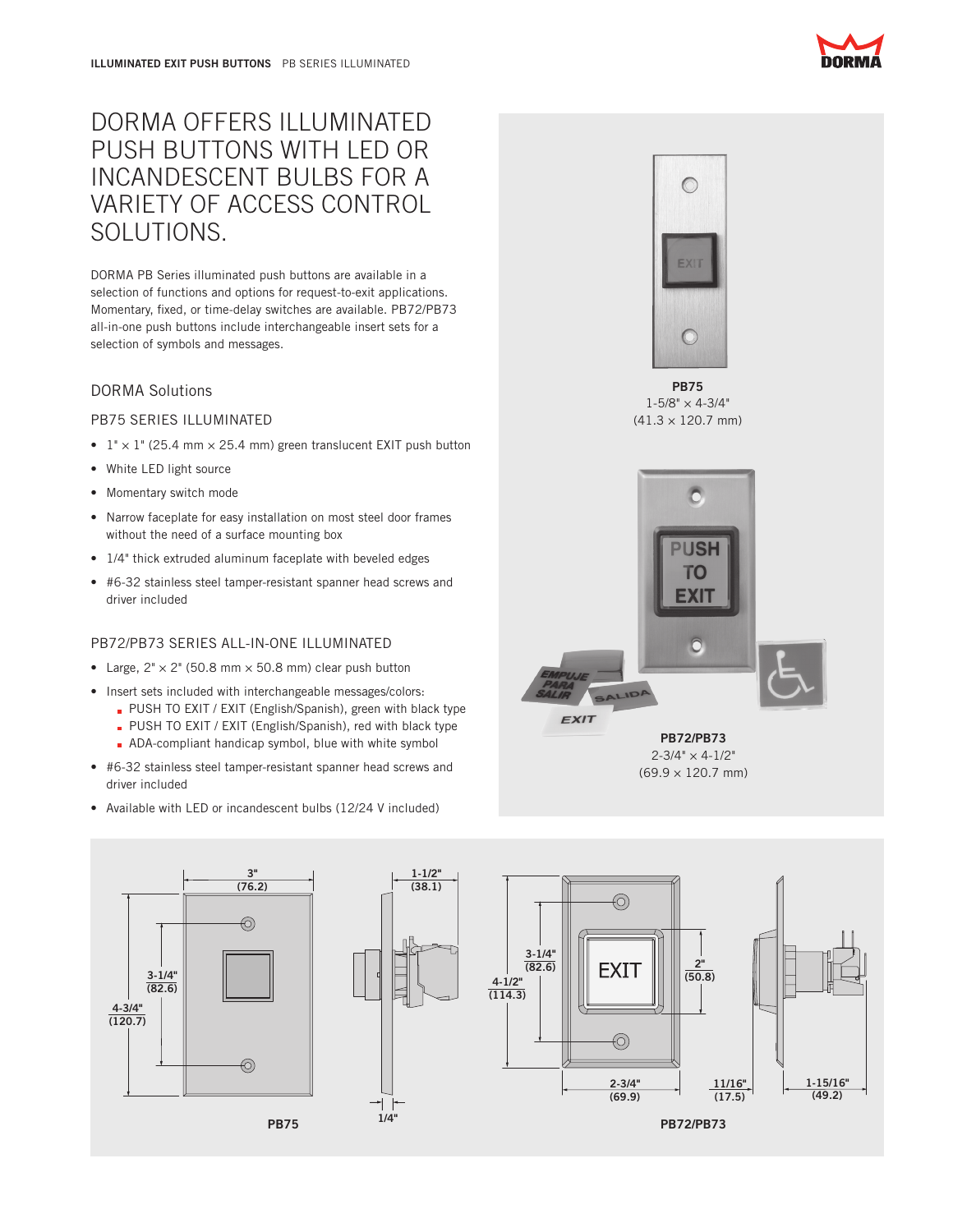# DORMA OFFERS ILLUMINATED PUSH BUTTONS WITH LED OR INCANDESCENT BULBS FOR A VARIETY OF ACCESS CONTROL SOLUTIONS.

DORMA PB Series illuminated push buttons are available in a selection of functions and options for request-to-exit applications. Momentary, fixed, or time-delay switches are available. PB72/PB73 all-in-one push buttons include interchangeable insert sets for a selection of symbols and messages.

## DORMA Solutions

### PB75 SERIES ILLUMINATED

- 1" × 1" (25.4 mm × 25.4 mm) green translucent EXIT push button
- White LED light source
- Momentary switch mode
- Narrow faceplate for easy installation on most steel door frames without the need of a surface mounting box
- 1/4" thick extruded aluminum faceplate with beveled edges
- #6-32 stainless steel tamper-resistant spanner head screws and driver included

### PB72/PB73 SERIES ALL-IN-ONE ILLUMINATED

- Large, 2" × 2" (50.8 mm × 50.8 mm) clear push button
- Insert sets included with interchangeable messages/colors:
  - PUSH TO EXIT / EXIT (English/Spanish), green with black type
  - PUSH TO EXIT / EXIT (English/Spanish), red with black type
  - ADA-compliant handicap symbol, blue with white symbol
- #6-32 stainless steel tamper-resistant spanner head screws and driver included
- Available with LED or incandescent bulbs (12/24 V included)

**PB75**
1-5/8" × 4-3/4"
(41.3 × 120.7 mm)

**PB72/PB73**
2-3/4" × 4-1/2"
(69.9 × 120.7 mm)

**PB75**

3" (76.2); 4-3/4" (120.7); 3-1/4" (82.6); 1-1/2" (38.1); 1/4"

**PB72/PB73**

4-1/2" (114.3); 3-1/4" (82.6); 2" (50.8); 2-3/4" (69.9); 11/16" (17.5); 1-15/16" (49.2)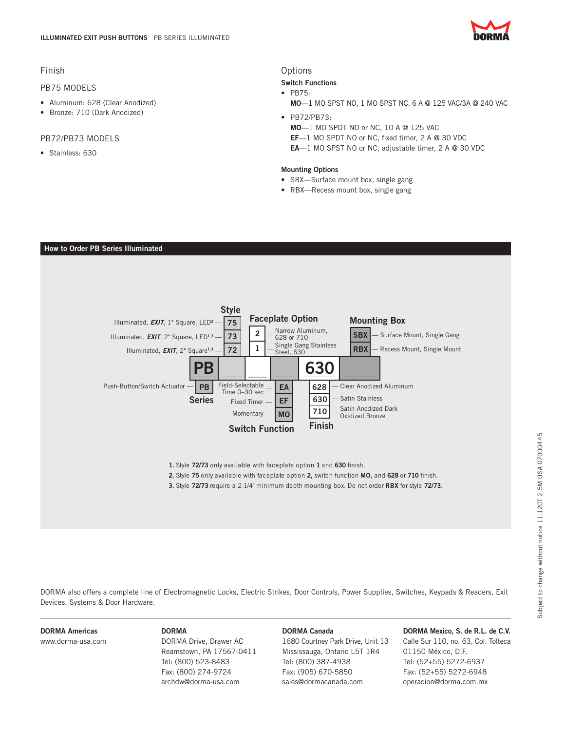## Finish

### PB75 MODELS

- Aluminum: 628 (Clear Anodized)
- Bronze: 710 (Dark Anodized)

### PB72/PB73 MODELS

- Stainless: 630

## Options

**Switch Functions**

- PB75:
  **MO**—1 MO SPST NO, 1 MO SPST NC, 6 A @ 125 VAC/3A @ 240 VAC
- PB72/PB73:
  **MO**—1 MO SPDT NO or NC, 10 A @ 125 VAC
  **EF**—1 MO SPDT NO or NC, fixed timer, 2 A @ 30 VDC
  **EA**—1 MO SPST NO or NC, adjustable timer, 2 A @ 30 VDC

**Mounting Options**

- SBX—Surface mount box, single gang
- RBX—Recess mount box, single gang

## How to Order PB Series Illuminated

**Series**
- PB — Push-Button/Switch Actuator

**Style**
- 75 — Illuminated, ***EXIT***, 1" Square, LED[2]
- 73 — Illuminated, ***EXIT***, 2" Square, LED[1,3]
- 72 — Illuminated, ***EXIT***, 2" Square[1,3]

**Switch Function**
- EA — Field-Selectable Time 0–30 sec
- EF — Fixed Timer
- MO — Momentary

**Faceplate Option**
- 2 — Narrow Aluminum, 628 or 710
- 1 — Single Gang Stainless Steel, 630

**Finish**
- 628 — Clear Anodized Aluminum
- 630 — Satin Stainless
- 710 — Satin Anodized Dark Oxidized Bronze

**Mounting Box**
- SBX — Surface Mount, Single Gang
- RBX — Recess Mount, Single Mount

PB ___ ___ ___ 630 ___

1. Style **72/73** only available with faceplate option **1** and **630** finish.
2. Style **75** only available with faceplate option **2,** switch function **MO,** and **628** or **710** finish.
3. Style **72/73** require a 2-1/4" minimum depth mounting box. Do not order **RBX** for style **72/73**.

DORMA also offers a complete line of Electromagnetic Locks, Electric Strikes, Door Controls, Power Supplies, Switches, Keypads & Readers, Exit Devices, Systems & Door Hardware.

**DORMA Americas**
www.dorma-usa.com

**DORMA**
DORMA Drive, Drawer AC
Reamstown, PA 17567-0411
Tel: (800) 523-8483
Fax: (800) 274-9724
archdw@dorma-usa.com

**DORMA Canada**
1680 Courtney Park Drive, Unit 13
Mississauga, Ontario L5T 1R4
Tel: (800) 387-4938
Fax: (905) 670-5850
sales@dormacanada.com

**DORMA Mexico, S. de R.L. de C.V.**
Calle Sur 110, no. 63, Col. Tolteca
01150 México, D.F.
Tel: (52+55) 5272-6937
Fax: (52+55) 5272-6948
operacion@dorma.com.mx

Subject to change without notice 11.12CT 2.5M USA 07000445